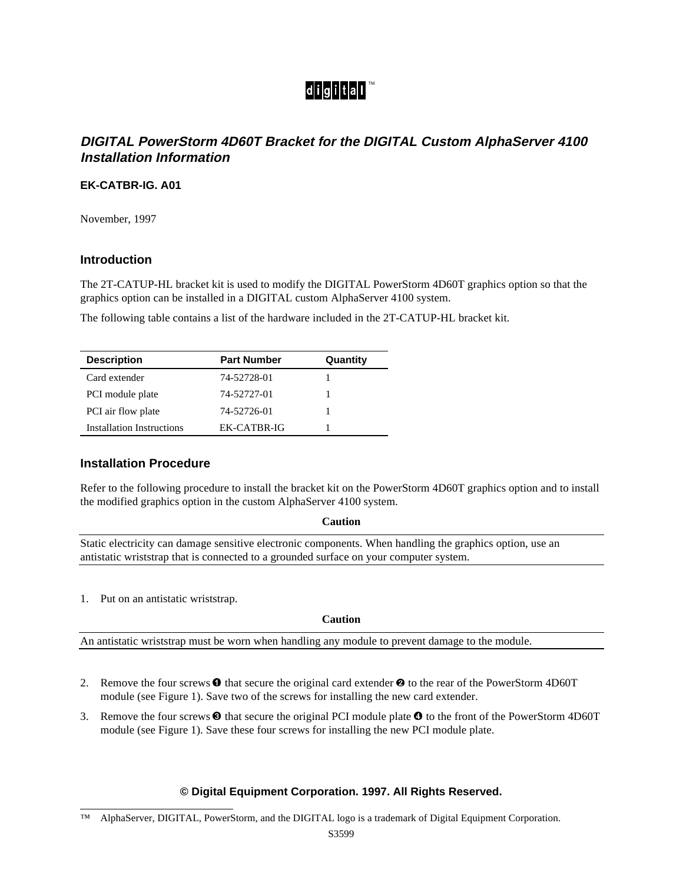digital™

# *DIGITAL PowerStorm 4D60T Bracket for the DIGITAL Custom AlphaServer 4100 Installation Information*

**EK-CATBR-IG. A01**

November, 1997

## Introduction

The 2T-CATUP-HL bracket kit is used to modify the DIGITAL PowerStorm 4D60T graphics option so that the graphics option can be installed in a DIGITAL custom AlphaServer 4100 system.

The following table contains a list of the hardware included in the 2T-CATUP-HL bracket kit.

| Description | Part Number | Quantity |
| --- | --- | --- |
| Card extender | 74-52728-01 | 1 |
| PCI module plate | 74-52727-01 | 1 |
| PCI air flow plate | 74-52726-01 | 1 |
| Installation Instructions | EK-CATBR-IG | 1 |

## Installation Procedure

Refer to the following procedure to install the bracket kit on the PowerStorm 4D60T graphics option and to install the modified graphics option in the custom AlphaServer 4100 system.

**Caution**

Static electricity can damage sensitive electronic components. When handling the graphics option, use an antistatic wriststrap that is connected to a grounded surface on your computer system.

1. Put on an antistatic wriststrap.

**Caution**

An antistatic wriststrap must be worn when handling any module to prevent damage to the module.

2. Remove the four screws ➊ that secure the original card extender ➋ to the rear of the PowerStorm 4D60T module (see Figure 1). Save two of the screws for installing the new card extender.
3. Remove the four screws ➌ that secure the original PCI module plate ➍ to the front of the PowerStorm 4D60T module (see Figure 1). Save these four screws for installing the new PCI module plate.

**© Digital Equipment Corporation. 1997. All Rights Reserved.**

™ AlphaServer, DIGITAL, PowerStorm, and the DIGITAL logo is a trademark of Digital Equipment Corporation.

S3599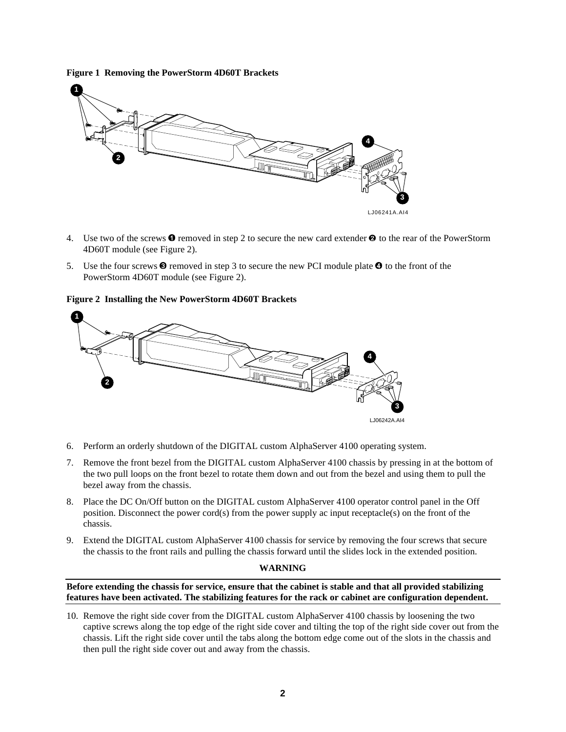**Figure 1 Removing the PowerStorm 4D60T Brackets**

4. Use two of the screws ❶ removed in step 2 to secure the new card extender ❷ to the rear of the PowerStorm 4D60T module (see Figure 2).

5. Use the four screws ❸ removed in step 3 to secure the new PCI module plate ❹ to the front of the PowerStorm 4D60T module (see Figure 2).

**Figure 2 Installing the New PowerStorm 4D60T Brackets**

6. Perform an orderly shutdown of the DIGITAL custom AlphaServer 4100 operating system.

7. Remove the front bezel from the DIGITAL custom AlphaServer 4100 chassis by pressing in at the bottom of the two pull loops on the front bezel to rotate them down and out from the bezel and using them to pull the bezel away from the chassis.

8. Place the DC On/Off button on the DIGITAL custom AlphaServer 4100 operator control panel in the Off position. Disconnect the power cord(s) from the power supply ac input receptacle(s) on the front of the chassis.

9. Extend the DIGITAL custom AlphaServer 4100 chassis for service by removing the four screws that secure the chassis to the front rails and pulling the chassis forward until the slides lock in the extended position.

**WARNING**

**Before extending the chassis for service, ensure that the cabinet is stable and that all provided stabilizing features have been activated. The stabilizing features for the rack or cabinet are configuration dependent.**

10. Remove the right side cover from the DIGITAL custom AlphaServer 4100 chassis by loosening the two captive screws along the top edge of the right side cover and tilting the top of the right side cover out from the chassis. Lift the right side cover until the tabs along the bottom edge come out of the slots in the chassis and then pull the right side cover out and away from the chassis.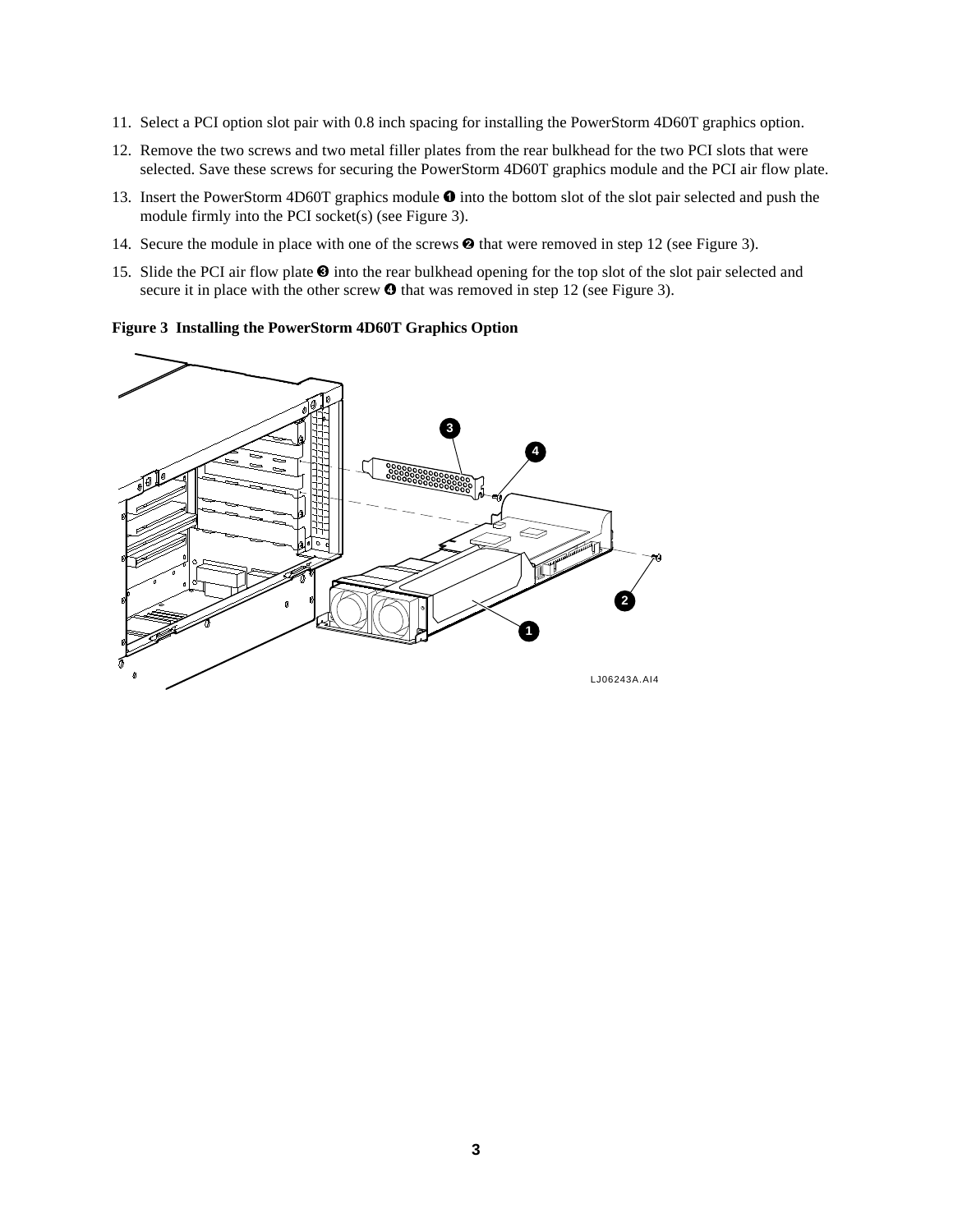11. Select a PCI option slot pair with 0.8 inch spacing for installing the PowerStorm 4D60T graphics option.
12. Remove the two screws and two metal filler plates from the rear bulkhead for the two PCI slots that were selected. Save these screws for securing the PowerStorm 4D60T graphics module and the PCI air flow plate.
13. Insert the PowerStorm 4D60T graphics module ❶ into the bottom slot of the slot pair selected and push the module firmly into the PCI socket(s) (see Figure 3).
14. Secure the module in place with one of the screws ❷ that were removed in step 12 (see Figure 3).
15. Slide the PCI air flow plate ❸ into the rear bulkhead opening for the top slot of the slot pair selected and secure it in place with the other screw ❹ that was removed in step 12 (see Figure 3).

**Figure 3 Installing the PowerStorm 4D60T Graphics Option**

3
4
2
1
LJ06243A.AI4